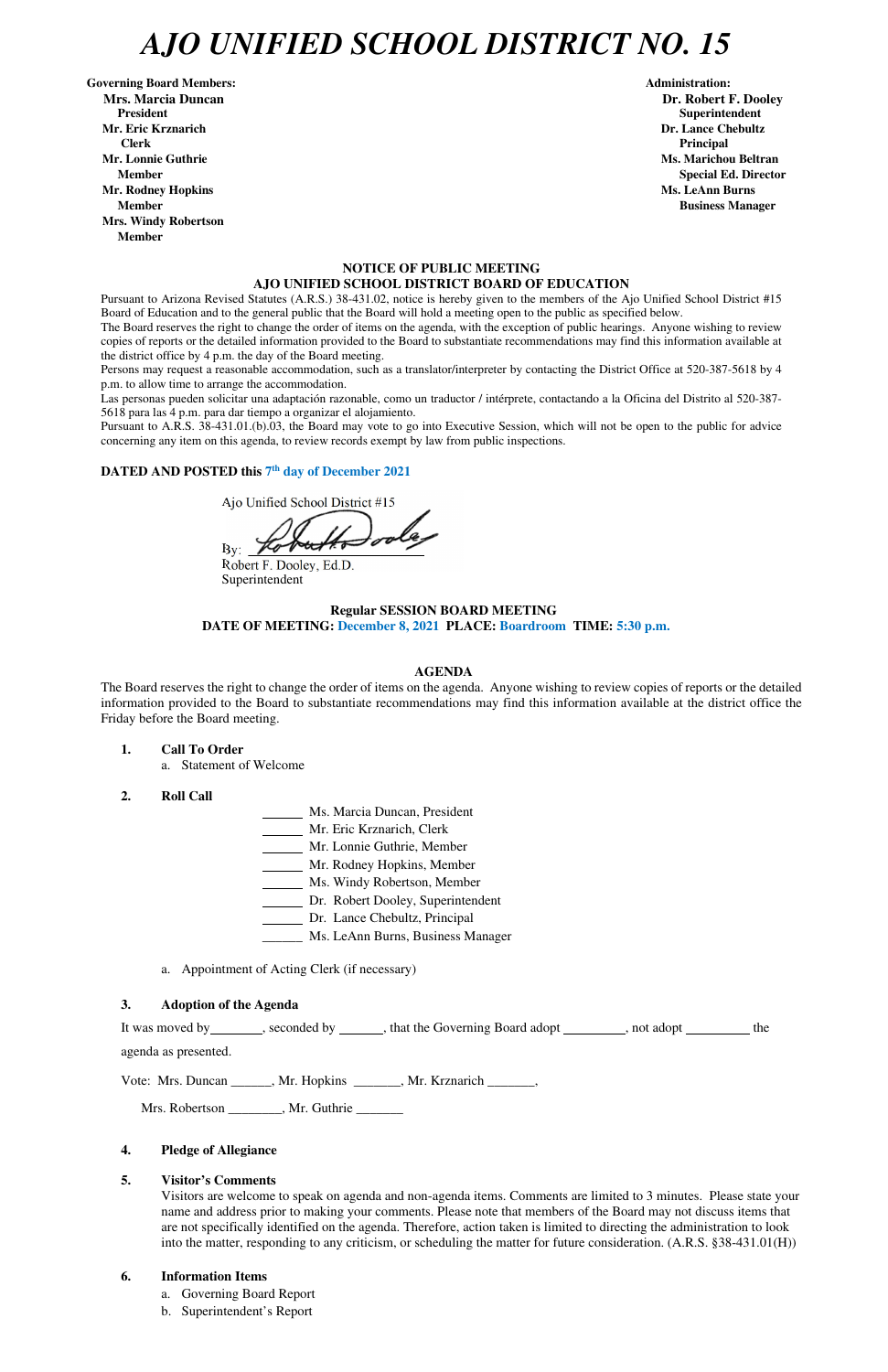# AJO UNIFIED SCHOOL DISTRICT NO. 15

**Governing Board Members:**
**Mrs. Marcia Duncan**
**President**
**Mr. Eric Krznarich**
**Clerk**
**Mr. Lonnie Guthrie**
**Member**
**Mr. Rodney Hopkins**
**Member**
**Mrs. Windy Robertson**
**Member**

**Administration:**
**Dr. Robert F. Dooley**
**Superintendent**
**Dr. Lance Chebultz**
**Principal**
**Ms. Marichou Beltran**
**Special Ed. Director**
**Ms. LeAnn Burns**
**Business Manager**

**NOTICE OF PUBLIC MEETING**
**AJO UNIFIED SCHOOL DISTRICT BOARD OF EDUCATION**

Pursuant to Arizona Revised Statutes (A.R.S.) 38-431.02, notice is hereby given to the members of the Ajo Unified School District #15 Board of Education and to the general public that the Board will hold a meeting open to the public as specified below.

The Board reserves the right to change the order of items on the agenda, with the exception of public hearings. Anyone wishing to review copies of reports or the detailed information provided to the Board to substantiate recommendations may find this information available at the district office by 4 p.m. the day of the Board meeting.

Persons may request a reasonable accommodation, such as a translator/interpreter by contacting the District Office at 520-387-5618 by 4 p.m. to allow time to arrange the accommodation.

Las personas pueden solicitar una adaptación razonable, como un traductor / intérprete, contactando a la Oficina del Distrito al 520-387-5618 para las 4 p.m. para dar tiempo a organizar el alojamiento.

Pursuant to A.R.S. 38-431.01.(b).03, the Board may vote to go into Executive Session, which will not be open to the public for advice concerning any item on this agenda, to review records exempt by law from public inspections.

**DATED AND POSTED this 7th day of December 2021**

Ajo Unified School District #15
By: [signature]
Robert F. Dooley, Ed.D.
Superintendent

**Regular SESSION BOARD MEETING**
**DATE OF MEETING: December 8, 2021 PLACE: Boardroom TIME: 5:30 p.m.**

**AGENDA**

The Board reserves the right to change the order of items on the agenda. Anyone wishing to review copies of reports or the detailed information provided to the Board to substantiate recommendations may find this information available at the district office the Friday before the Board meeting.

**1. Call To Order**
   a. Statement of Welcome

**2. Roll Call**

______ Ms. Marcia Duncan, President
______ Mr. Eric Krznarich, Clerk
______ Mr. Lonnie Guthrie, Member
______ Mr. Rodney Hopkins, Member
______ Ms. Windy Robertson, Member
______ Dr. Robert Dooley, Superintendent
______ Dr. Lance Chebultz, Principal
______ Ms. LeAnn Burns, Business Manager

   a. Appointment of Acting Clerk (if necessary)

**3. Adoption of the Agenda**

It was moved by________, seconded by ______, that the Governing Board adopt _________, not adopt _________ the agenda as presented.

Vote: Mrs. Duncan ______, Mr. Hopkins _______, Mr. Krznarich _______,

Mrs. Robertson ________, Mr. Guthrie _______

**4. Pledge of Allegiance**

**5. Visitor's Comments**

Visitors are welcome to speak on agenda and non-agenda items. Comments are limited to 3 minutes. Please state your name and address prior to making your comments. Please note that members of the Board may not discuss items that are not specifically identified on the agenda. Therefore, action taken is limited to directing the administration to look into the matter, responding to any criticism, or scheduling the matter for future consideration. (A.R.S. §38-431.01(H))

**6. Information Items**
   a. Governing Board Report
   b. Superintendent's Report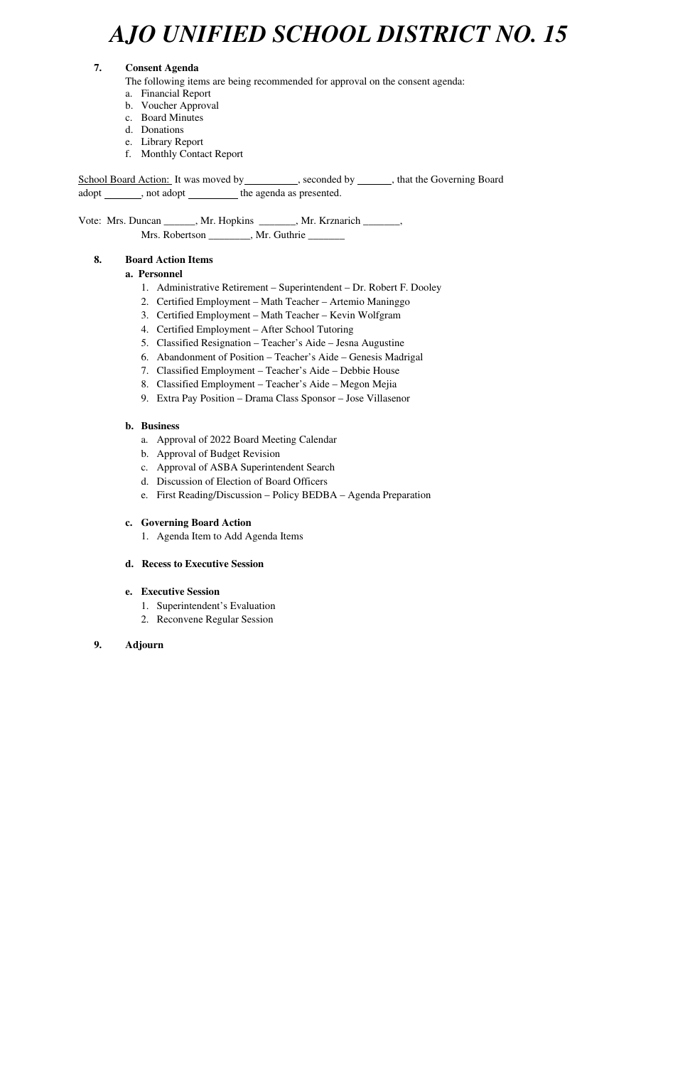# AJO UNIFIED SCHOOL DISTRICT NO. 15

**7. Consent Agenda**

The following items are being recommended for approval on the consent agenda:

a. Financial Report
b. Voucher Approval
c. Board Minutes
d. Donations
e. Library Report
f. Monthly Contact Report

School Board Action: It was moved by __________, seconded by _______, that the Governing Board adopt _______, not adopt _________ the agenda as presented.

Vote: Mrs. Duncan ______, Mr. Hopkins _______, Mr. Krznarich _______,
Mrs. Robertson ________, Mr. Guthrie _______

**8. Board Action Items**

**a. Personnel**

1. Administrative Retirement – Superintendent – Dr. Robert F. Dooley
2. Certified Employment – Math Teacher – Artemio Maninggo
3. Certified Employment – Math Teacher – Kevin Wolfgram
4. Certified Employment – After School Tutoring
5. Classified Resignation – Teacher's Aide – Jesna Augustine
6. Abandonment of Position – Teacher's Aide – Genesis Madrigal
7. Classified Employment – Teacher's Aide – Debbie House
8. Classified Employment – Teacher's Aide – Megon Mejia
9. Extra Pay Position – Drama Class Sponsor – Jose Villasenor

**b. Business**

a. Approval of 2022 Board Meeting Calendar
b. Approval of Budget Revision
c. Approval of ASBA Superintendent Search
d. Discussion of Election of Board Officers
e. First Reading/Discussion – Policy BEDBA – Agenda Preparation

**c. Governing Board Action**

1. Agenda Item to Add Agenda Items

**d. Recess to Executive Session**

**e. Executive Session**

1. Superintendent's Evaluation
2. Reconvene Regular Session

**9. Adjourn**